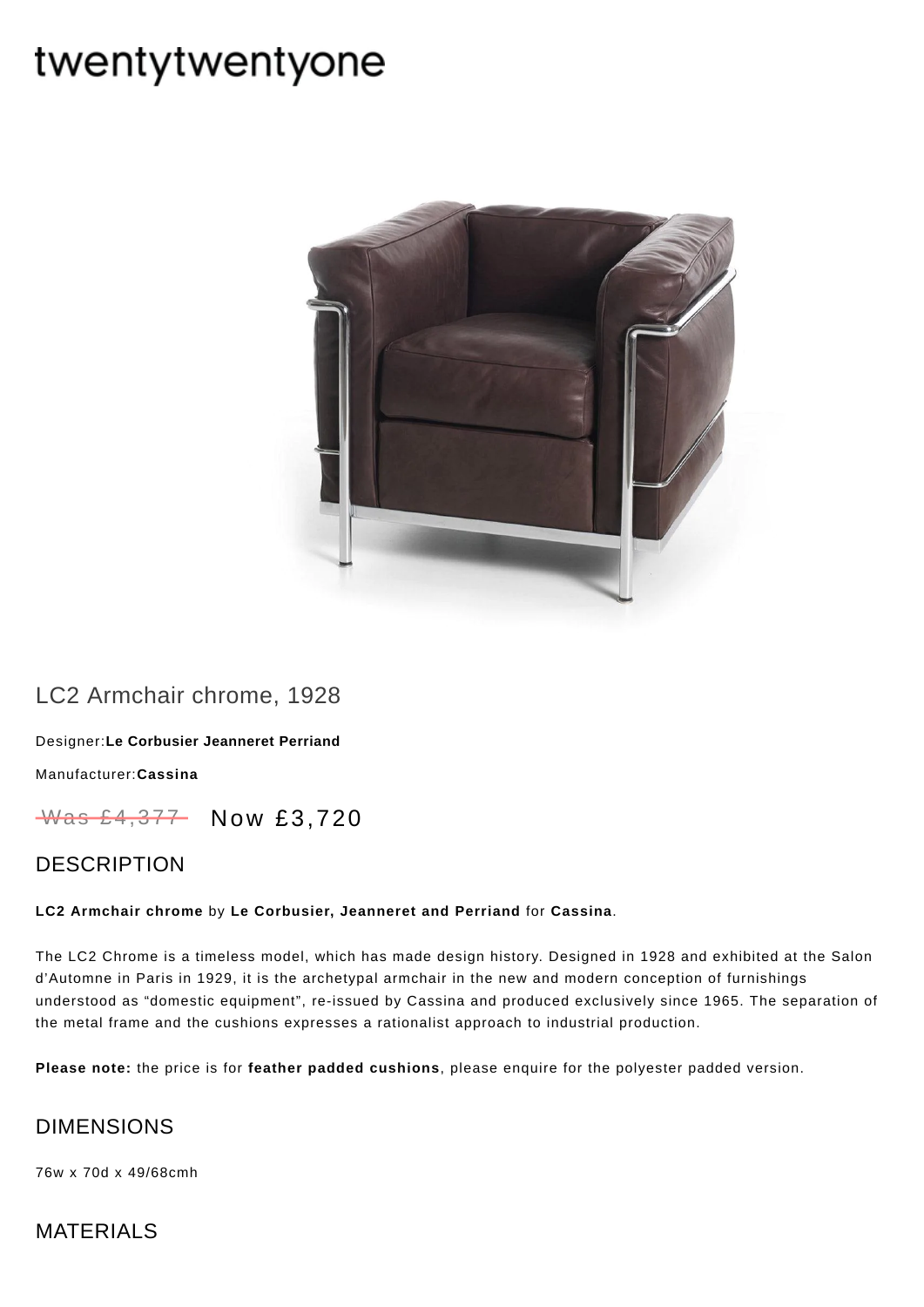twentytwentyone

# LC2 Armchair chrome, 1928

Designer:**Le Corbusier Jeanneret Perriand**

Manufacturer:**Cassina**

~~Was £4,377~~ Now £3,720

## DESCRIPTION

**LC2 Armchair chrome** by **Le Corbusier, Jeanneret and Perriand** for **Cassina**.

The LC2 Chrome is a timeless model, which has made design history. Designed in 1928 and exhibited at the Salon d'Automne in Paris in 1929, it is the archetypal armchair in the new and modern conception of furnishings understood as "domestic equipment", re-issued by Cassina and produced exclusively since 1965. The separation of the metal frame and the cushions expresses a rationalist approach to industrial production.

**Please note:** the price is for **feather padded cushions**, please enquire for the polyester padded version.

## DIMENSIONS

76w x 70d x 49/68cmh

## MATERIALS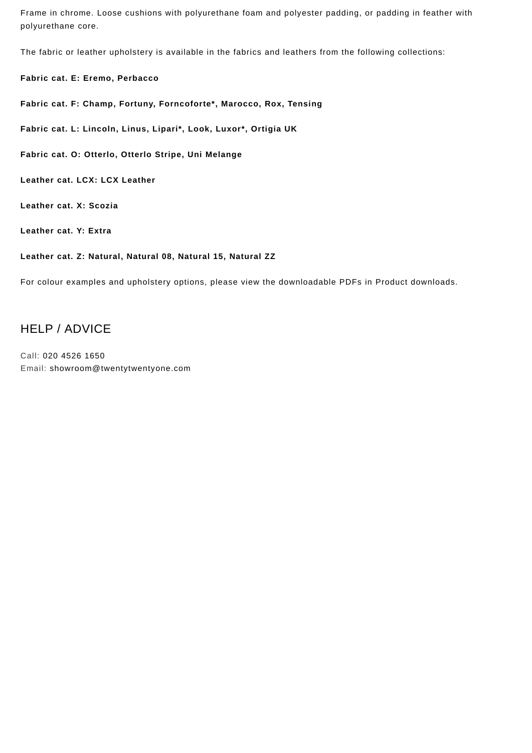Frame in chrome. Loose cushions with polyurethane foam and polyester padding, or padding in feather with polyurethane core.

The fabric or leather upholstery is available in the fabrics and leathers from the following collections:

**Fabric cat. E: Eremo, Perbacco**

**Fabric cat. F: Champ, Fortuny, Forncoforte*, Marocco, Rox, Tensing**

**Fabric cat. L: Lincoln, Linus, Lipari*, Look, Luxor*, Ortigia UK**

**Fabric cat. O: Otterlo, Otterlo Stripe, Uni Melange**

**Leather cat. LCX: LCX Leather**

**Leather cat. X: Scozia**

**Leather cat. Y: Extra**

**Leather cat. Z: Natural, Natural 08, Natural 15, Natural ZZ**

For colour examples and upholstery options, please view the downloadable PDFs in Product downloads.

## HELP / ADVICE

Call: 020 4526 1650
Email: showroom@twentytwentyone.com